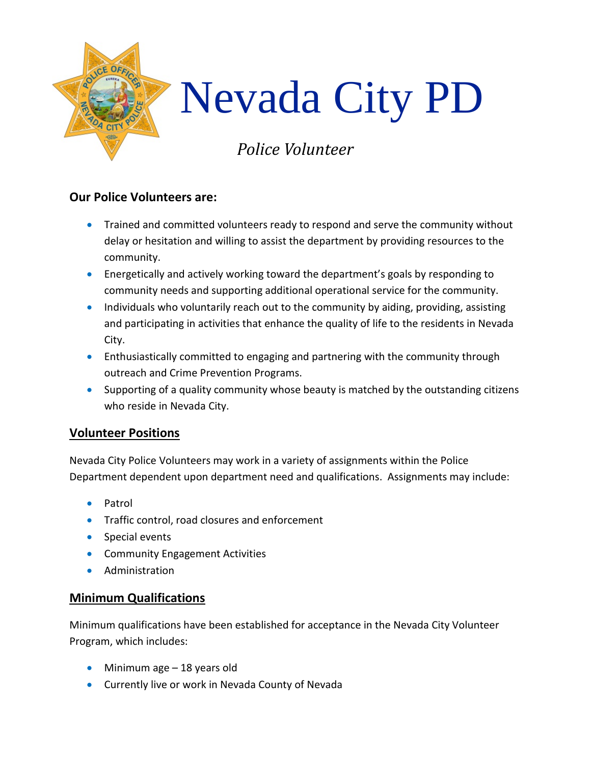# Nevada City PD

*Police Volunteer*

**Our Police Volunteers are:**

- Trained and committed volunteers ready to respond and serve the community without delay or hesitation and willing to assist the department by providing resources to the community.
- Energetically and actively working toward the department's goals by responding to community needs and supporting additional operational service for the community.
- Individuals who voluntarily reach out to the community by aiding, providing, assisting and participating in activities that enhance the quality of life to the residents in Nevada City.
- Enthusiastically committed to engaging and partnering with the community through outreach and Crime Prevention Programs.
- Supporting of a quality community whose beauty is matched by the outstanding citizens who reside in Nevada City.

## Volunteer Positions

Nevada City Police Volunteers may work in a variety of assignments within the Police Department dependent upon department need and qualifications. Assignments may include:

- Patrol
- Traffic control, road closures and enforcement
- Special events
- Community Engagement Activities
- Administration

## Minimum Qualifications

Minimum qualifications have been established for acceptance in the Nevada City Volunteer Program, which includes:

- Minimum age – 18 years old
- Currently live or work in Nevada County of Nevada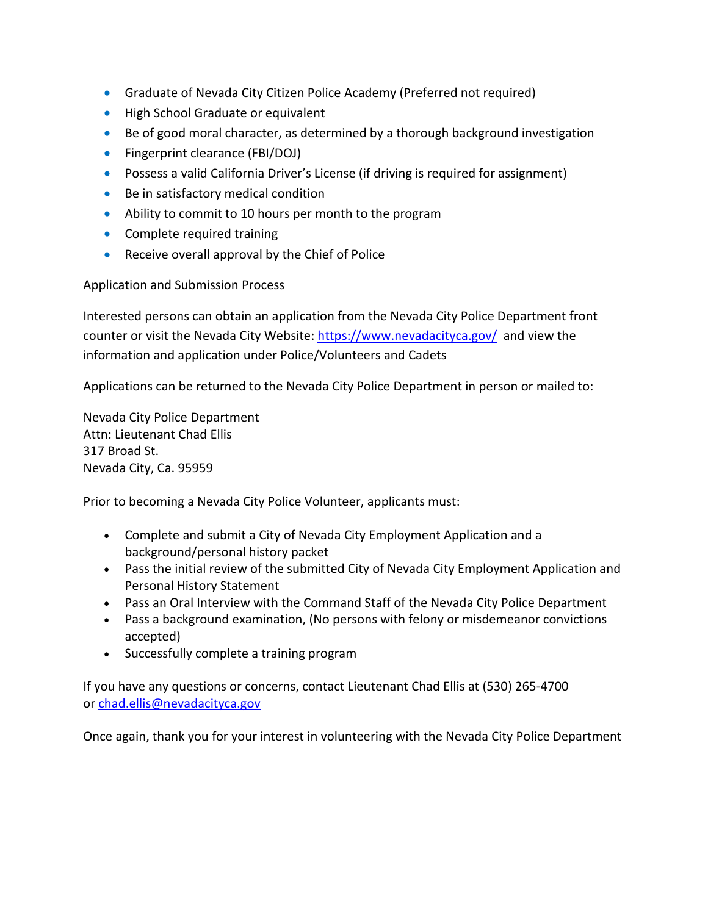- Graduate of Nevada City Citizen Police Academy (Preferred not required)
- High School Graduate or equivalent
- Be of good moral character, as determined by a thorough background investigation
- Fingerprint clearance (FBI/DOJ)
- Possess a valid California Driver's License (if driving is required for assignment)
- Be in satisfactory medical condition
- Ability to commit to 10 hours per month to the program
- Complete required training
- Receive overall approval by the Chief of Police

Application and Submission Process

Interested persons can obtain an application from the Nevada City Police Department front counter or visit the Nevada City Website: [https://www.nevadacityca.gov/](https://www.nevadacityca.gov/) and view the information and application under Police/Volunteers and Cadets

Applications can be returned to the Nevada City Police Department in person or mailed to:

Nevada City Police Department
Attn: Lieutenant Chad Ellis
317 Broad St.
Nevada City, Ca. 95959

Prior to becoming a Nevada City Police Volunteer, applicants must:

- Complete and submit a City of Nevada City Employment Application and a background/personal history packet
- Pass the initial review of the submitted City of Nevada City Employment Application and Personal History Statement
- Pass an Oral Interview with the Command Staff of the Nevada City Police Department
- Pass a background examination, (No persons with felony or misdemeanor convictions accepted)
- Successfully complete a training program

If you have any questions or concerns, contact Lieutenant Chad Ellis at (530) 265-4700 or [chad.ellis@nevadacityca.gov](mailto:chad.ellis@nevadacityca.gov)

Once again, thank you for your interest in volunteering with the Nevada City Police Department